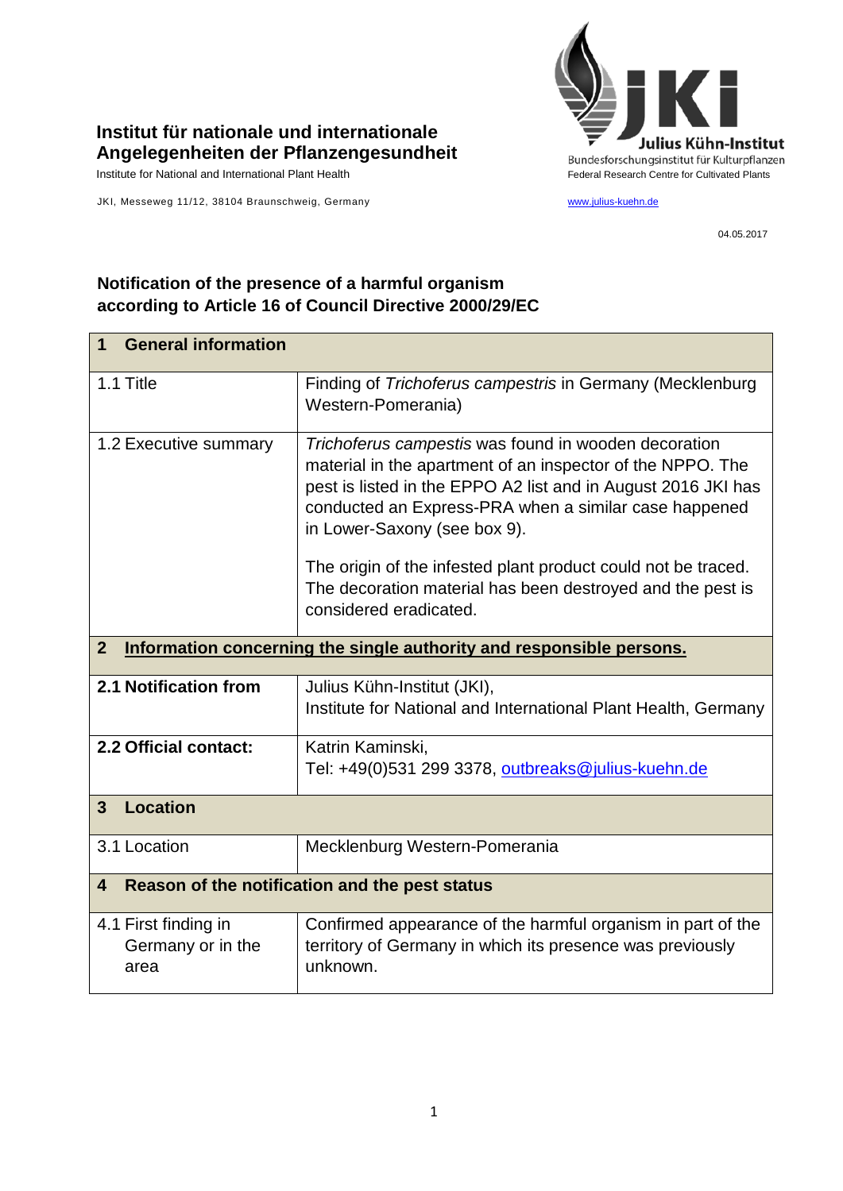**Institut für nationale und internationale Angelegenheiten der Pflanzengesundheit**

Institute for National and International Plant Health

JKI, Messeweg 11/12, 38104 Braunschweig, Germany

Julius Kühn-Institut
Bundesforschungsinstitut für Kulturpflanzen
Federal Research Centre for Cultivated Plants

www.julius-kuehn.de

04.05.2017

## Notification of the presence of a harmful organism according to Article 16 of Council Directive 2000/29/EC

| **1 General information** | |
|---|---|
| 1.1 Title | Finding of *Trichoferus campestris* in Germany (Mecklenburg Western-Pomerania) |
| 1.2 Executive summary | *Trichoferus campestis* was found in wooden decoration material in the apartment of an inspector of the NPPO. The pest is listed in the EPPO A2 list and in August 2016 JKI has conducted an Express-PRA when a similar case happened in Lower-Saxony (see box 9).<br><br>The origin of the infested plant product could not be traced. The decoration material has been destroyed and the pest is considered eradicated. |
| **2 Information concerning the single authority and responsible persons.** | |
| **2.1 Notification from** | Julius Kühn-Institut (JKI),<br>Institute for National and International Plant Health, Germany |
| **2.2 Official contact:** | Katrin Kaminski,<br>Tel: +49(0)531 299 3378, outbreaks@julius-kuehn.de |
| **3 Location** | |
| 3.1 Location | Mecklenburg Western-Pomerania |
| **4 Reason of the notification and the pest status** | |
| 4.1 First finding in Germany or in the area | Confirmed appearance of the harmful organism in part of the territory of Germany in which its presence was previously unknown. |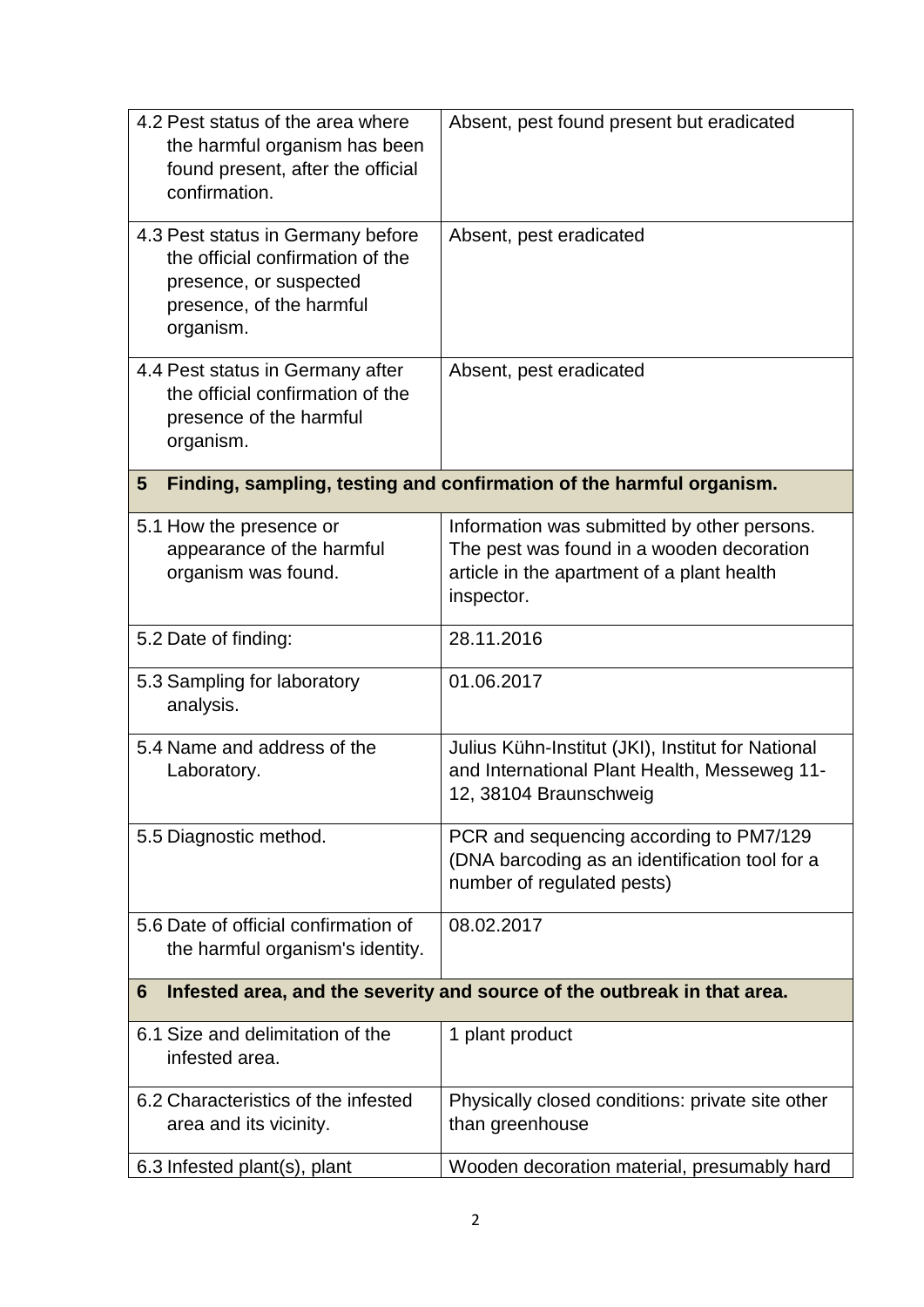| | |
|---|---|
| 4.2 Pest status of the area where the harmful organism has been found present, after the official confirmation. | Absent, pest found present but eradicated |
| 4.3 Pest status in Germany before the official confirmation of the presence, or suspected presence, of the harmful organism. | Absent, pest eradicated |
| 4.4 Pest status in Germany after the official confirmation of the presence of the harmful organism. | Absent, pest eradicated |
| **5 Finding, sampling, testing and confirmation of the harmful organism.** | |
| 5.1 How the presence or appearance of the harmful organism was found. | Information was submitted by other persons. The pest was found in a wooden decoration article in the apartment of a plant health inspector. |
| 5.2 Date of finding: | 28.11.2016 |
| 5.3 Sampling for laboratory analysis. | 01.06.2017 |
| 5.4 Name and address of the Laboratory. | Julius Kühn-Institut (JKI), Institut for National and International Plant Health, Messeweg 11-12, 38104 Braunschweig |
| 5.5 Diagnostic method. | PCR and sequencing according to PM7/129 (DNA barcoding as an identification tool for a number of regulated pests) |
| 5.6 Date of official confirmation of the harmful organism's identity. | 08.02.2017 |
| **6 Infested area, and the severity and source of the outbreak in that area.** | |
| 6.1 Size and delimitation of the infested area. | 1 plant product |
| 6.2 Characteristics of the infested area and its vicinity. | Physically closed conditions: private site other than greenhouse |
| 6.3 Infested plant(s), plant | Wooden decoration material, presumably hard |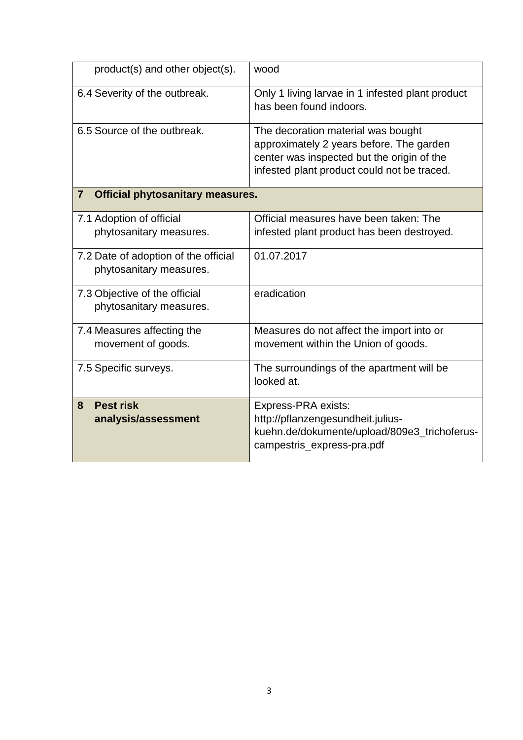| | |
|---|---|
| product(s) and other object(s). | wood |
| 6.4 Severity of the outbreak. | Only 1 living larvae in 1 infested plant product has been found indoors. |
| 6.5 Source of the outbreak. | The decoration material was bought approximately 2 years before. The garden center was inspected but the origin of the infested plant product could not be traced. |
| **7 Official phytosanitary measures.** | |
| 7.1 Adoption of official phytosanitary measures. | Official measures have been taken: The infested plant product has been destroyed. |
| 7.2 Date of adoption of the official phytosanitary measures. | 01.07.2017 |
| 7.3 Objective of the official phytosanitary measures. | eradication |
| 7.4 Measures affecting the movement of goods. | Measures do not affect the import into or movement within the Union of goods. |
| 7.5 Specific surveys. | The surroundings of the apartment will be looked at. |
| **8 Pest risk analysis/assessment** | Express-PRA exists: http://pflanzengesundheit.julius-kuehn.de/dokumente/upload/809e3_trichoferus-campestris_express-pra.pdf |